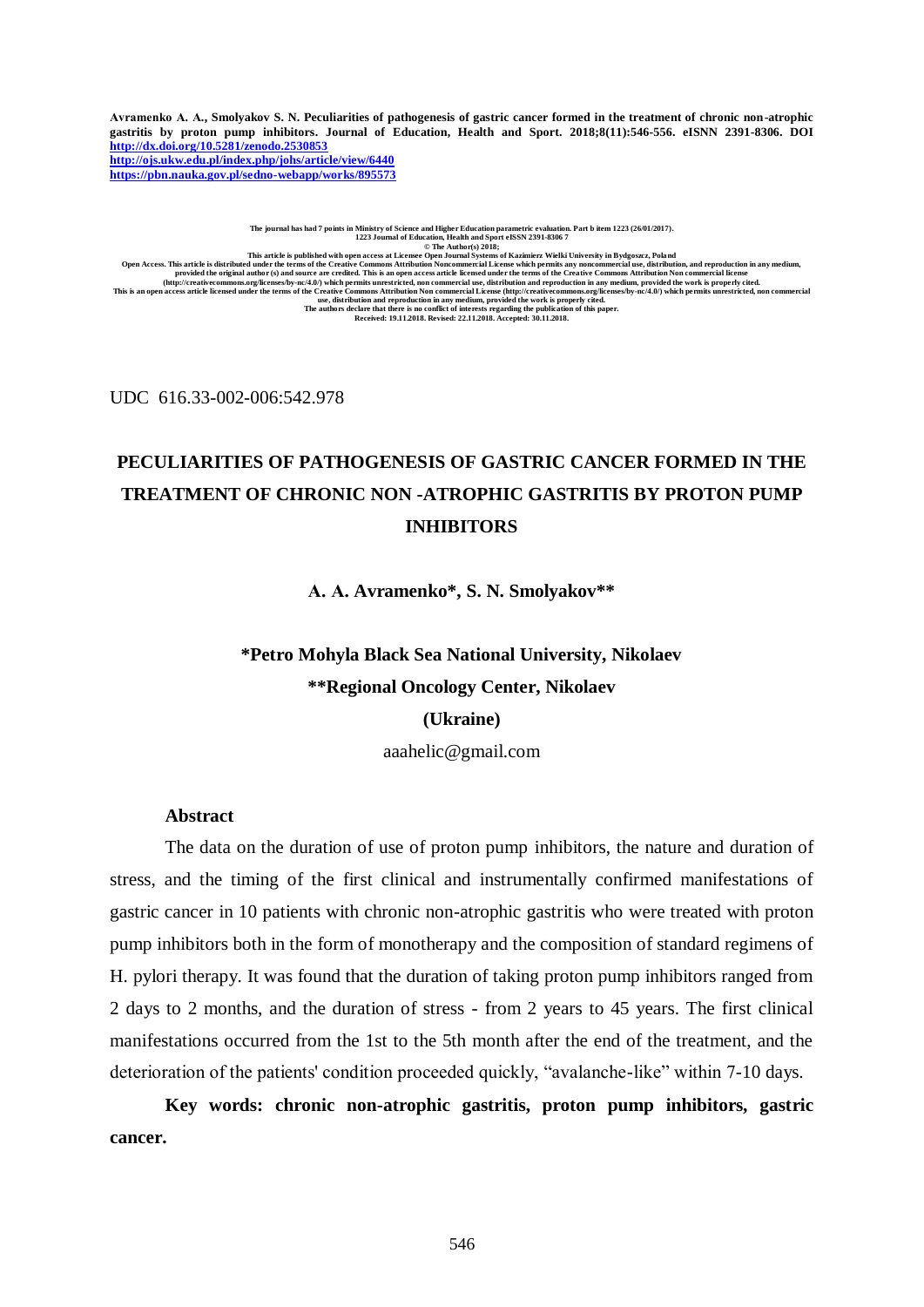Avramenko A. A., Smolyakov S. N. Peculiarities of pathogenesis of gastric cancer formed in the treatment of chronic non-atrophic gastritis by proton pump inhibitors. Journal of Education, Health and Sport. 2018;8(11):546-556. eISNN 2391-8306. DOI http://dx.doi.org/10.5281/zenodo.2530853
http://ojs.ukw.edu.pl/index.php/johs/article/view/6440
https://pbn.nauka.gov.pl/sedno-webapp/works/895573

The journal has had 7 points in Ministry of Science and Higher Education parametric evaluation. Part b item 1223 (26/01/2017).
1223 Journal of Education, Health and Sport eISSN 2391-8306 7
© The Author(s) 2018;
This article is published with open access at Licensee Open Journal Systems of Kazimierz Wielki University in Bydgoszcz, Poland
Open Access. This article is distributed under the terms of the Creative Commons Attribution Noncommercial License which permits any noncommercial use, distribution, and reproduction in any medium, provided the original author (s) and source are credited. This is an open access article licensed under the terms of the Creative Commons Attribution Non commercial license (http://creativecommons.org/licenses/by-nc/4.0/) which permits unrestricted, non commercial use, distribution and reproduction in any medium, provided the work is properly cited.
This is an open access article licensed under the terms of the Creative Commons Attribution Non commercial License (http://creativecommons.org/licenses/by-nc/4.0/) which permits unrestricted, non commercial use, distribution and reproduction in any medium, provided the work is properly cited.
The authors declare that there is no conflict of interests regarding the publication of this paper.
Received: 19.11.2018. Revised: 22.11.2018. Accepted: 30.11.2018.

UDC 616.33-002-006:542.978

# PECULIARITIES OF PATHOGENESIS OF GASTRIC CANCER FORMED IN THE TREATMENT OF CHRONIC NON -ATROPHIC GASTRITIS BY PROTON PUMP INHIBITORS

**A. A. Avramenko\*, S. N. Smolyakov\*\***

**\*Petro Mohyla Black Sea National University, Nikolaev**

**\*\*Regional Oncology Center, Nikolaev**

**(Ukraine)**

aaahelic@gmail.com

**Abstract**

The data on the duration of use of proton pump inhibitors, the nature and duration of stress, and the timing of the first clinical and instrumentally confirmed manifestations of gastric cancer in 10 patients with chronic non-atrophic gastritis who were treated with proton pump inhibitors both in the form of monotherapy and the composition of standard regimens of H. pylori therapy. It was found that the duration of taking proton pump inhibitors ranged from 2 days to 2 months, and the duration of stress - from 2 years to 45 years. The first clinical manifestations occurred from the 1st to the 5th month after the end of the treatment, and the deterioration of the patients' condition proceeded quickly, "avalanche-like" within 7-10 days.

**Key words: chronic non-atrophic gastritis, proton pump inhibitors, gastric cancer.**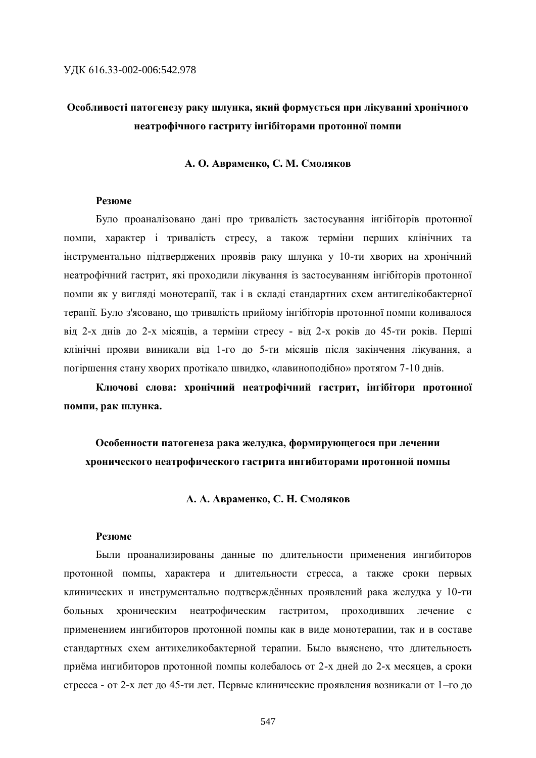УДК 616.33-002-006:542.978

# Особливості патогенезу раку шлунка, який формується при лікуванні хронічного неатрофічного гастриту інгібіторами протонної помпи

**А. О. Авраменко, С. М. Смоляков**

**Резюме**

Було проаналізовано дані про тривалість застосування інгібіторів протонної помпи, характер і тривалість стресу, а також терміни перших клінічних та інструментально підтверджених проявів раку шлунка у 10-ти хворих на хронічний неатрофічний гастрит, які проходили лікування із застосуванням інгібіторів протонної помпи як у вигляді монотерапії, так і в складі стандартних схем антигелікобактерної терапії. Було з'ясовано, що тривалість прийому інгібіторів протонної помпи коливалося від 2-х днів до 2-х місяців, а терміни стресу - від 2-х років до 45-ти років. Перші клінічні прояви виникали від 1-го до 5-ти місяців після закінчення лікування, а погіршення стану хворих протікало швидко, «лавиноподібно» протягом 7-10 днів.

**Ключові слова: хронічний неатрофічний гастрит, інгібітори протонної помпи, рак шлунка.**

# Особенности патогенеза рака желудка, формирующегося при лечении хронического неатрофического гастрита ингибиторами протонной помпы

**А. А. Авраменко, С. Н. Смоляков**

**Резюме**

Были проанализированы данные по длительности применения ингибиторов протонной помпы, характера и длительности стресса, а также сроки первых клинических и инструментально подтверждённых проявлений рака желудка у 10-ти больных хроническим неатрофическим гастритом, проходивших лечение с применением ингибиторов протонной помпы как в виде монотерапии, так и в составе стандартных схем антихеликобактерной терапии. Было выяснено, что длительность приёма ингибиторов протонной помпы колебалось от 2-х дней до 2-х месяцев, а сроки стресса - от 2-х лет до 45-ти лет. Первые клинические проявления возникали от 1–го до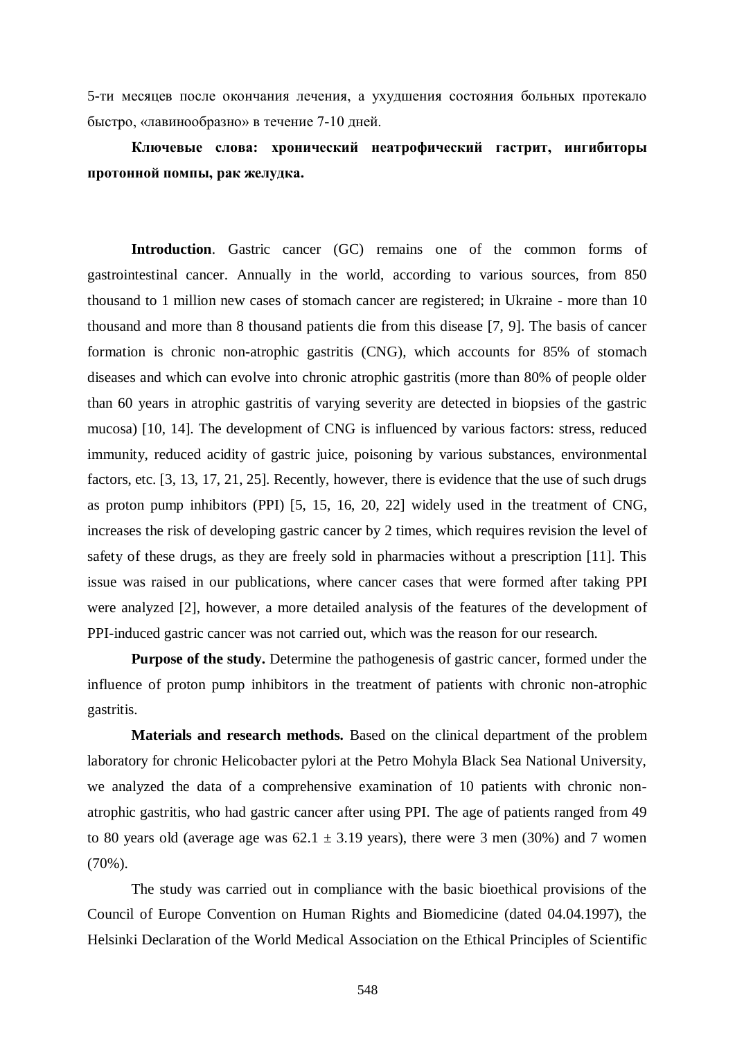5-ти месяцев после окончания лечения, а ухудшения состояния больных протекало быстро, «лавинообразно» в течение 7-10 дней.

**Ключевые слова: хронический неатрофический гастрит, ингибиторы протонной помпы, рак желудка.**

**Introduction**. Gastric cancer (GC) remains one of the common forms of gastrointestinal cancer. Annually in the world, according to various sources, from 850 thousand to 1 million new cases of stomach cancer are registered; in Ukraine - more than 10 thousand and more than 8 thousand patients die from this disease [7, 9]. The basis of cancer formation is chronic non-atrophic gastritis (CNG), which accounts for 85% of stomach diseases and which can evolve into chronic atrophic gastritis (more than 80% of people older than 60 years in atrophic gastritis of varying severity are detected in biopsies of the gastric mucosa) [10, 14]. The development of CNG is influenced by various factors: stress, reduced immunity, reduced acidity of gastric juice, poisoning by various substances, environmental factors, etc. [3, 13, 17, 21, 25]. Recently, however, there is evidence that the use of such drugs as proton pump inhibitors (PPI) [5, 15, 16, 20, 22] widely used in the treatment of CNG, increases the risk of developing gastric cancer by 2 times, which requires revision the level of safety of these drugs, as they are freely sold in pharmacies without a prescription [11]. This issue was raised in our publications, where cancer cases that were formed after taking PPI were analyzed [2], however, a more detailed analysis of the features of the development of PPI-induced gastric cancer was not carried out, which was the reason for our research.

**Purpose of the study.** Determine the pathogenesis of gastric cancer, formed under the influence of proton pump inhibitors in the treatment of patients with chronic non-atrophic gastritis.

**Materials and research methods.** Based on the clinical department of the problem laboratory for chronic Helicobacter pylori at the Petro Mohyla Black Sea National University, we analyzed the data of a comprehensive examination of 10 patients with chronic non-atrophic gastritis, who had gastric cancer after using PPI. The age of patients ranged from 49 to 80 years old (average age was $62.1 \pm 3.19$ years), there were 3 men (30%) and 7 women (70%).

The study was carried out in compliance with the basic bioethical provisions of the Council of Europe Convention on Human Rights and Biomedicine (dated 04.04.1997), the Helsinki Declaration of the World Medical Association on the Ethical Principles of Scientific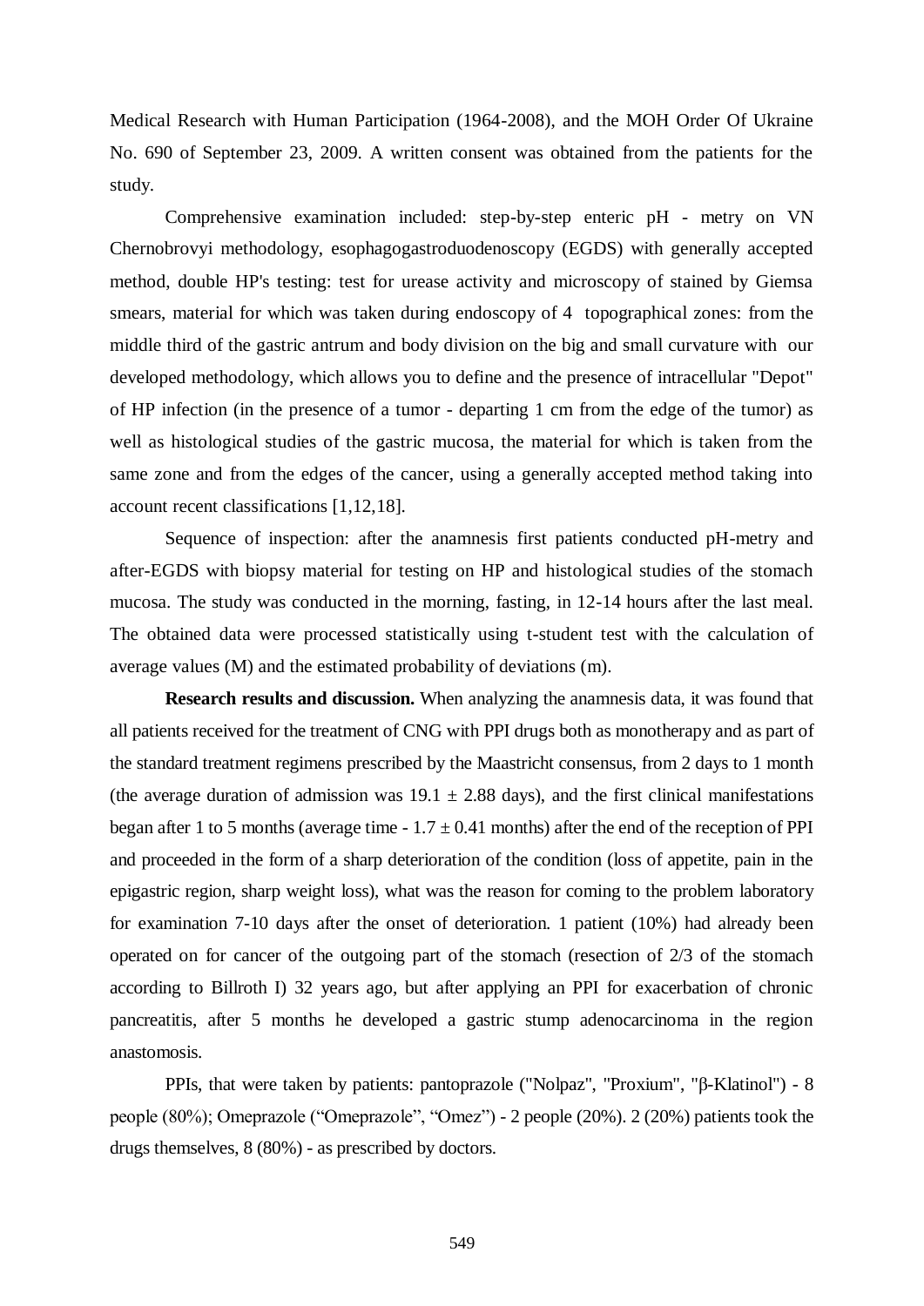Medical Research with Human Participation (1964-2008), and the MOH Order Of Ukraine No. 690 of September 23, 2009. A written consent was obtained from the patients for the study.

Comprehensive examination included: step-by-step enteric pH - metry on VN Chernobrovyi methodology, esophagogastroduodenoscopy (EGDS) with generally accepted method, double HP's testing: test for urease activity and microscopy of stained by Giemsa smears, material for which was taken during endoscopy of 4 topographical zones: from the middle third of the gastric antrum and body division on the big and small curvature with our developed methodology, which allows you to define and the presence of intracellular "Depot" of HP infection (in the presence of a tumor - departing 1 cm from the edge of the tumor) as well as histological studies of the gastric mucosa, the material for which is taken from the same zone and from the edges of the cancer, using a generally accepted method taking into account recent classifications [1,12,18].

Sequence of inspection: after the anamnesis first patients conducted pH-metry and after-EGDS with biopsy material for testing on HP and histological studies of the stomach mucosa. The study was conducted in the morning, fasting, in 12-14 hours after the last meal. The obtained data were processed statistically using t-student test with the calculation of average values (M) and the estimated probability of deviations (m).

**Research results and discussion.** When analyzing the anamnesis data, it was found that all patients received for the treatment of CNG with PPI drugs both as monotherapy and as part of the standard treatment regimens prescribed by the Maastricht consensus, from 2 days to 1 month (the average duration of admission was 19.1 ± 2.88 days), and the first clinical manifestations began after 1 to 5 months (average time - 1.7 ± 0.41 months) after the end of the reception of PPI and proceeded in the form of a sharp deterioration of the condition (loss of appetite, pain in the epigastric region, sharp weight loss), what was the reason for coming to the problem laboratory for examination 7-10 days after the onset of deterioration. 1 patient (10%) had already been operated on for cancer of the outgoing part of the stomach (resection of 2/3 of the stomach according to Billroth I) 32 years ago, but after applying an PPI for exacerbation of chronic pancreatitis, after 5 months he developed a gastric stump adenocarcinoma in the region anastomosis.

PPIs, that were taken by patients: pantoprazole ("Nolpaz", "Proxium", "β-Klatinol") - 8 people (80%); Omeprazole ("Omeprazole", "Omez") - 2 people (20%). 2 (20%) patients took the drugs themselves, 8 (80%) - as prescribed by doctors.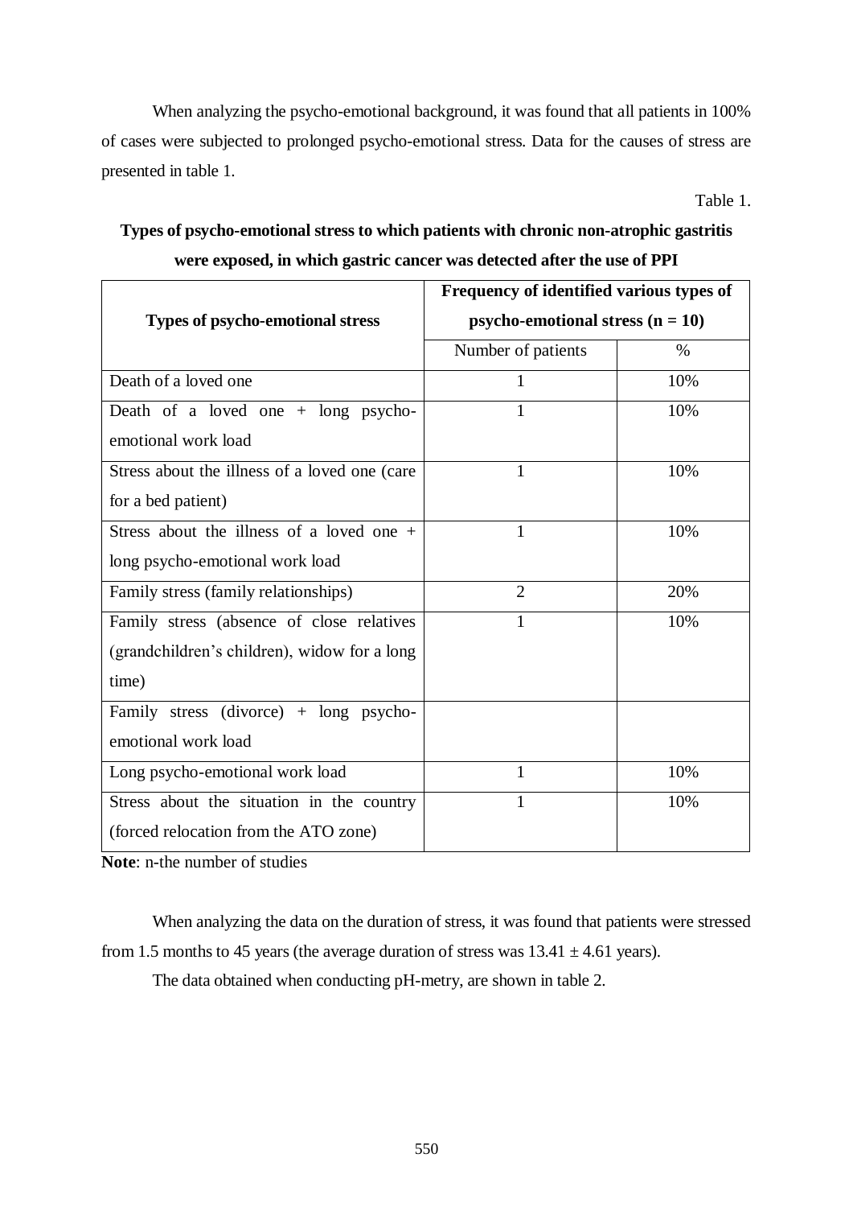When analyzing the psycho-emotional background, it was found that all patients in 100% of cases were subjected to prolonged psycho-emotional stress. Data for the causes of stress are presented in table 1.

Table 1.

**Types of psycho-emotional stress to which patients with chronic non-atrophic gastritis were exposed, in which gastric cancer was detected after the use of PPI**

| **Types of psycho-emotional stress** | **Frequency of identified various types of psycho-emotional stress (n = 10)** | |
|---|---|---|
| | Number of patients | % |
| Death of a loved one | 1 | 10% |
| Death of a loved one + long psycho-emotional work load | 1 | 10% |
| Stress about the illness of a loved one (care for a bed patient) | 1 | 10% |
| Stress about the illness of a loved one + long psycho-emotional work load | 1 | 10% |
| Family stress (family relationships) | 2 | 20% |
| Family stress (absence of close relatives (grandchildren's children), widow for a long time) | 1 | 10% |
| Family stress (divorce) + long psycho-emotional work load | | |
| Long psycho-emotional work load | 1 | 10% |
| Stress about the situation in the country (forced relocation from the ATO zone) | 1 | 10% |

**Note**: n-the number of studies

When analyzing the data on the duration of stress, it was found that patients were stressed from 1.5 months to 45 years (the average duration of stress was $13.41 \pm 4.61$ years).

The data obtained when conducting pH-metry, are shown in table 2.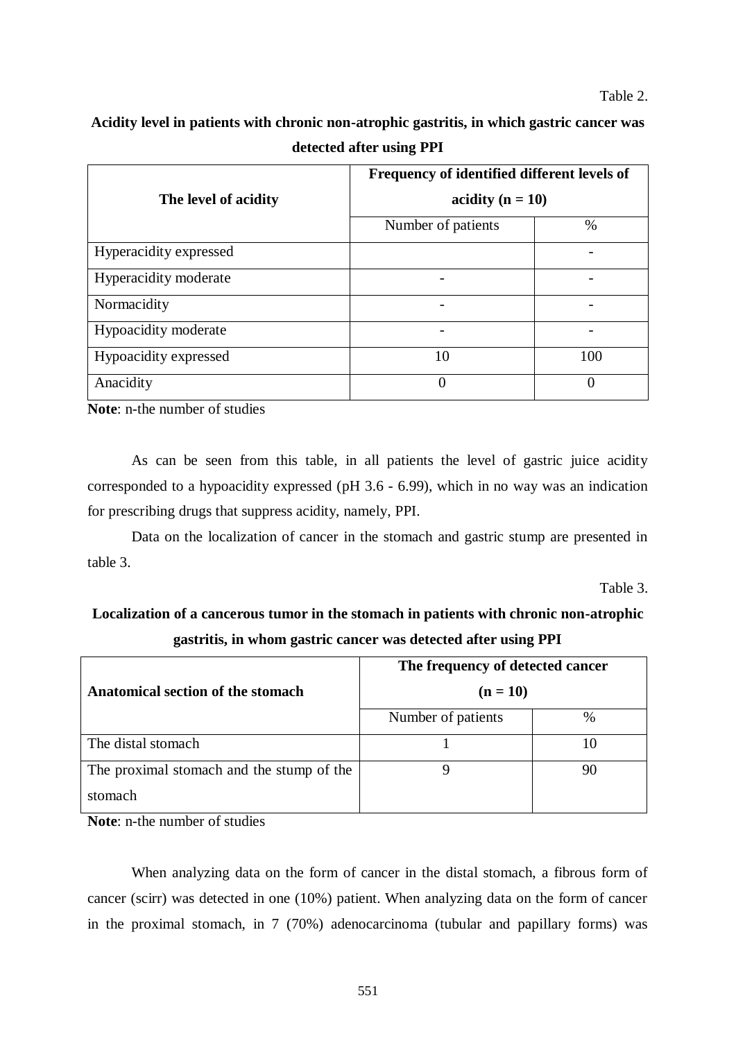Table 2.

**Acidity level in patients with chronic non-atrophic gastritis, in which gastric cancer was detected after using PPI**

| The level of acidity | Frequency of identified different levels of acidity (n = 10) | |
|---|---|---|
| | Number of patients | % |
| Hyperacidity expressed | | - |
| Hyperacidity moderate | - | - |
| Normacidity | - | - |
| Hypoacidity moderate | - | - |
| Hypoacidity expressed | 10 | 100 |
| Anacidity | 0 | 0 |

**Note**: n-the number of studies

As can be seen from this table, in all patients the level of gastric juice acidity corresponded to a hypoacidity expressed (pH 3.6 - 6.99), which in no way was an indication for prescribing drugs that suppress acidity, namely, PPI.

Data on the localization of cancer in the stomach and gastric stump are presented in table 3.

Table 3.

**Localization of a cancerous tumor in the stomach in patients with chronic non-atrophic gastritis, in whom gastric cancer was detected after using PPI**

| Anatomical section of the stomach | The frequency of detected cancer (n = 10) | |
|---|---|---|
| | Number of patients | % |
| The distal stomach | 1 | 10 |
| The proximal stomach and the stump of the stomach | 9 | 90 |

**Note**: n-the number of studies

When analyzing data on the form of cancer in the distal stomach, a fibrous form of cancer (scirr) was detected in one (10%) patient. When analyzing data on the form of cancer in the proximal stomach, in 7 (70%) adenocarcinoma (tubular and papillary forms) was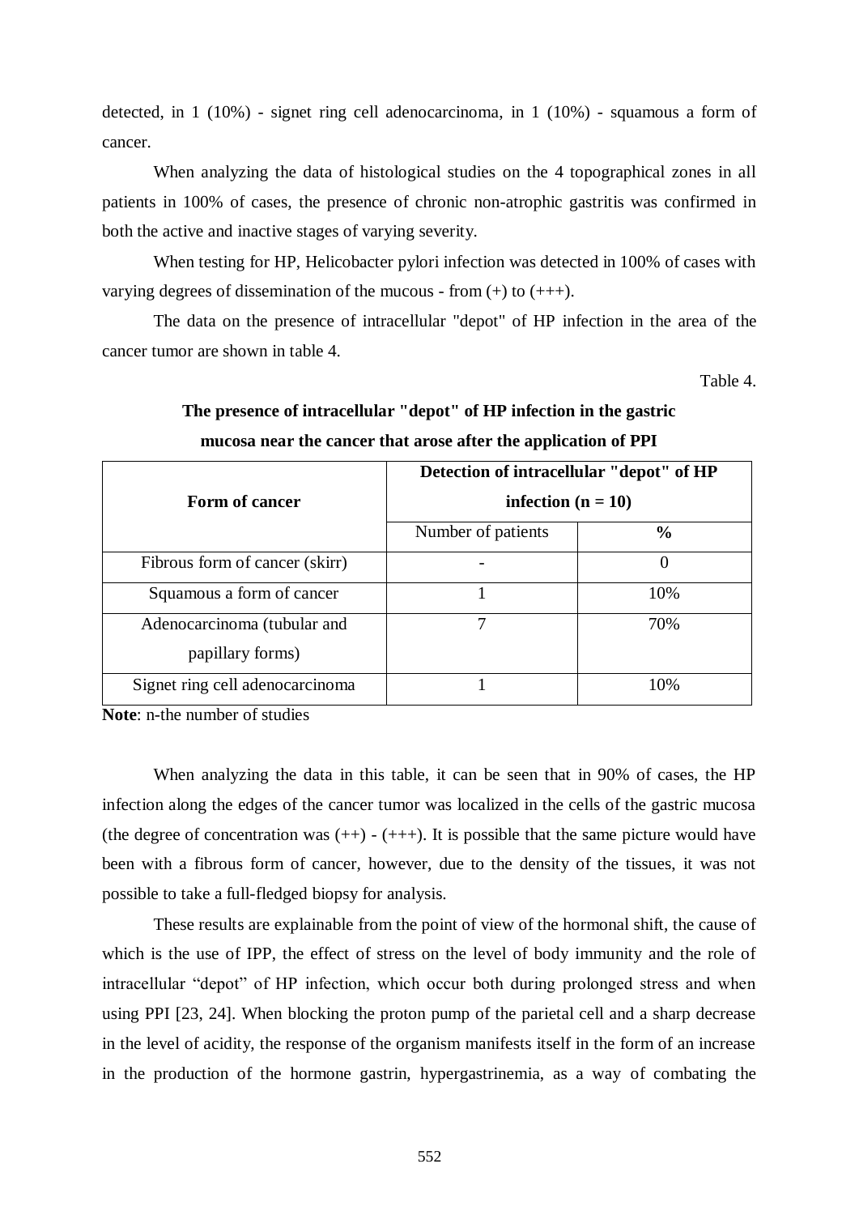detected, in 1 (10%) - signet ring cell adenocarcinoma, in 1 (10%) - squamous a form of cancer.

When analyzing the data of histological studies on the 4 topographical zones in all patients in 100% of cases, the presence of chronic non-atrophic gastritis was confirmed in both the active and inactive stages of varying severity.

When testing for HP, Helicobacter pylori infection was detected in 100% of cases with varying degrees of dissemination of the mucous - from (+) to (+++).

The data on the presence of intracellular "depot" of HP infection in the area of the cancer tumor are shown in table 4.

Table 4.

**The presence of intracellular "depot" of HP infection in the gastric mucosa near the cancer that arose after the application of PPI**

| **Form of cancer** | **Detection of intracellular "depot" of HP infection (n = 10)** | |
|---|---|---|
| | Number of patients | **%** |
| Fibrous form of cancer (skirr) | - | 0 |
| Squamous a form of cancer | 1 | 10% |
| Adenocarcinoma (tubular and papillary forms) | 7 | 70% |
| Signet ring cell adenocarcinoma | 1 | 10% |

**Note**: n-the number of studies

When analyzing the data in this table, it can be seen that in 90% of cases, the HP infection along the edges of the cancer tumor was localized in the cells of the gastric mucosa (the degree of concentration was (++) - (+++). It is possible that the same picture would have been with a fibrous form of cancer, however, due to the density of the tissues, it was not possible to take a full-fledged biopsy for analysis.

These results are explainable from the point of view of the hormonal shift, the cause of which is the use of IPP, the effect of stress on the level of body immunity and the role of intracellular "depot" of HP infection, which occur both during prolonged stress and when using PPI [23, 24]. When blocking the proton pump of the parietal cell and a sharp decrease in the level of acidity, the response of the organism manifests itself in the form of an increase in the production of the hormone gastrin, hypergastrinemia, as a way of combating the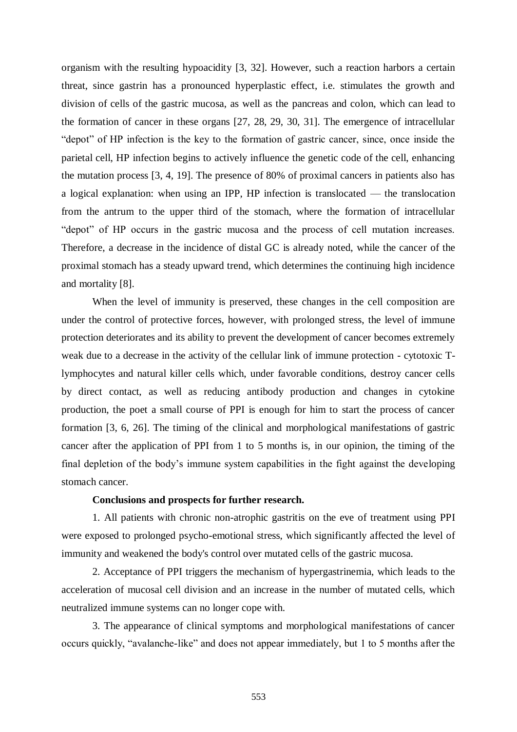organism with the resulting hypoacidity [3, 32]. However, such a reaction harbors a certain threat, since gastrin has a pronounced hyperplastic effect, i.e. stimulates the growth and division of cells of the gastric mucosa, as well as the pancreas and colon, which can lead to the formation of cancer in these organs [27, 28, 29, 30, 31]. The emergence of intracellular "depot" of HP infection is the key to the formation of gastric cancer, since, once inside the parietal cell, HP infection begins to actively influence the genetic code of the cell, enhancing the mutation process [3, 4, 19]. The presence of 80% of proximal cancers in patients also has a logical explanation: when using an IPP, HP infection is translocated — the translocation from the antrum to the upper third of the stomach, where the formation of intracellular "depot" of HP occurs in the gastric mucosa and the process of cell mutation increases. Therefore, a decrease in the incidence of distal GC is already noted, while the cancer of the proximal stomach has a steady upward trend, which determines the continuing high incidence and mortality [8].

When the level of immunity is preserved, these changes in the cell composition are under the control of protective forces, however, with prolonged stress, the level of immune protection deteriorates and its ability to prevent the development of cancer becomes extremely weak due to a decrease in the activity of the cellular link of immune protection - cytotoxic T-lymphocytes and natural killer cells which, under favorable conditions, destroy cancer cells by direct contact, as well as reducing antibody production and changes in cytokine production, the poet a small course of PPI is enough for him to start the process of cancer formation [3, 6, 26]. The timing of the clinical and morphological manifestations of gastric cancer after the application of PPI from 1 to 5 months is, in our opinion, the timing of the final depletion of the body's immune system capabilities in the fight against the developing stomach cancer.

**Conclusions and prospects for further research.**

1. All patients with chronic non-atrophic gastritis on the eve of treatment using PPI were exposed to prolonged psycho-emotional stress, which significantly affected the level of immunity and weakened the body's control over mutated cells of the gastric mucosa.

2. Acceptance of PPI triggers the mechanism of hypergastrinemia, which leads to the acceleration of mucosal cell division and an increase in the number of mutated cells, which neutralized immune systems can no longer cope with.

3. The appearance of clinical symptoms and morphological manifestations of cancer occurs quickly, "avalanche-like" and does not appear immediately, but 1 to 5 months after the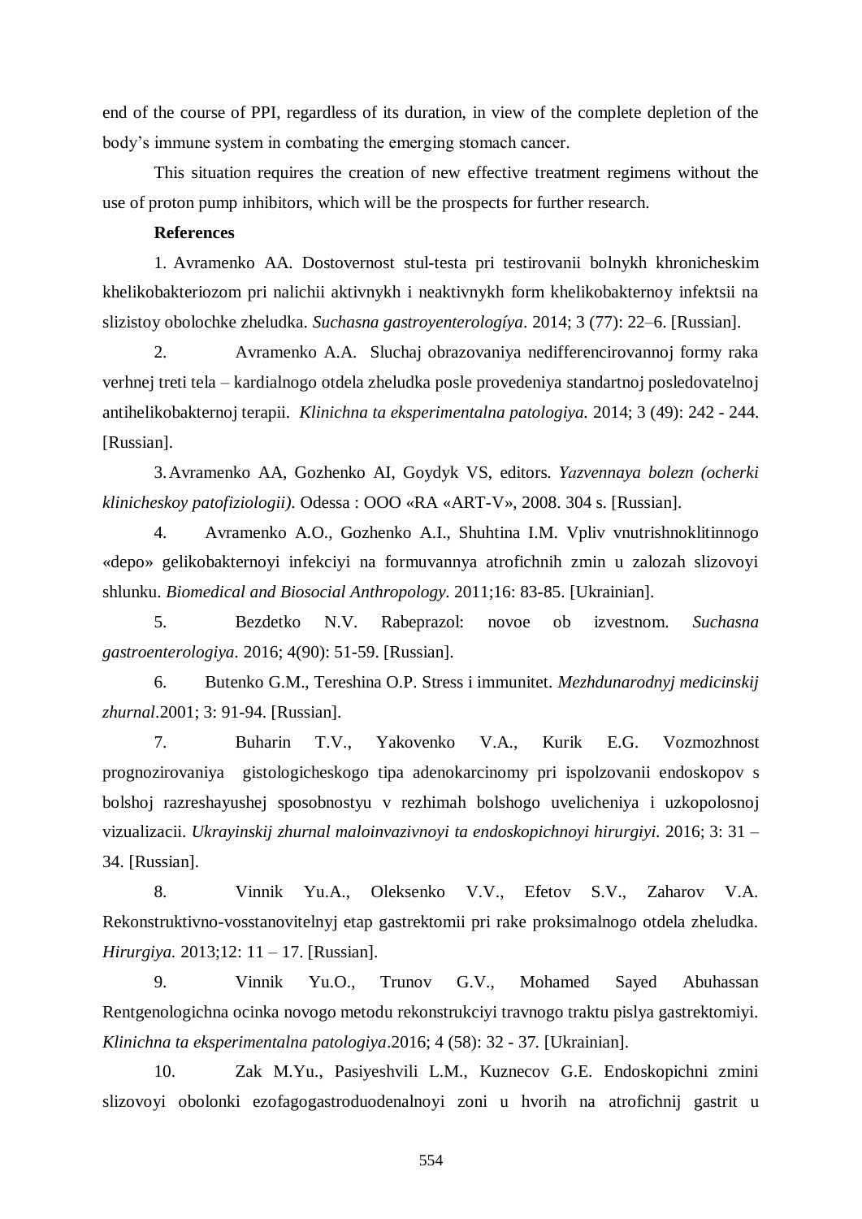end of the course of PPI, regardless of its duration, in view of the complete depletion of the body's immune system in combating the emerging stomach cancer.

This situation requires the creation of new effective treatment regimens without the use of proton pump inhibitors, which will be the prospects for further research.

**References**

1. Avramenko AA. Dostovernost stul-testa pri testirovanii bolnykh khronicheskim khelikobakteriozom pri nalichii aktivnykh i neaktivnykh form khelikobakternoy infektsii na slizistoy obolochke zheludka. *Suchasna gastroyenterologíya*. 2014; 3 (77): 22–6. [Russian].

2. Avramenko A.A. Sluchaj obrazovaniya nedifferencirovannoj formy raka verhnej treti tela – kardialnogo otdela zheludka posle provedeniya standartnoj posledovatelnoj antihelikobakternoj terapii. *Klinichna ta eksperimentalna patologiya*. 2014; 3 (49): 242 - 244. [Russian].

3. Avramenko AA, Gozhenko AI, Goydyk VS, editors. *Yazvennaya bolezn (ocherki klinicheskoy patofiziologii)*. Odessa : OOO «RA «ART-V», 2008. 304 s. [Russian].

4. Avramenko A.O., Gozhenko A.I., Shuhtina I.M. Vpliv vnutrishnoklitinnogo «depo» gelikobakternoyi infekciyi na formuvannya atrofichnih zmin u zalozah slizovoyi shlunku. *Biomedical and Biosocial Anthropology*. 2011;16: 83-85. [Ukrainian].

5. Bezdetko N.V. Rabeprazol: novoe ob izvestnom. *Suchasna gastroenterologiya*. 2016; 4(90): 51-59. [Russian].

6. Butenko G.M., Tereshina O.P. Stress i immunitet. *Mezhdunarodnyj medicinskij zhurnal*.2001; 3: 91-94. [Russian].

7. Buharin T.V., Yakovenko V.A., Kurik E.G. Vozmozhnost prognozirovaniya gistologicheskogo tipa adenokarcinomy pri ispolzovanii endoskopov s bolshoj razreshayushej sposobnostyu v rezhimah bolshogo uvelicheniya i uzkopolosnoj vizualizacii. *Ukrayinskij zhurnal maloinvazivnoyi ta endoskopichnoyi hirurgiyi*. 2016; 3: 31 – 34. [Russian].

8. Vinnik Yu.A., Oleksenko V.V., Efetov S.V., Zaharov V.A. Rekonstruktivno-vosstanovitelnyj etap gastrektomii pri rake proksimalnogo otdela zheludka. *Hirurgiya*. 2013;12: 11 – 17. [Russian].

9. Vinnik Yu.O., Trunov G.V., Mohamed Sayed Abuhassan Rentgenologichna ocinka novogo metodu rekonstrukciyi travnogo traktu pislya gastrektomiyi. *Klinichna ta eksperimentalna patologiya*.2016; 4 (58): 32 - 37. [Ukrainian].

10. Zak M.Yu., Pasiyeshvili L.M., Kuznecov G.E. Endoskopichni zmini slizovoyi obolonki ezofagogastroduodenalnoyi zoni u hvorih na atrofichnij gastrit u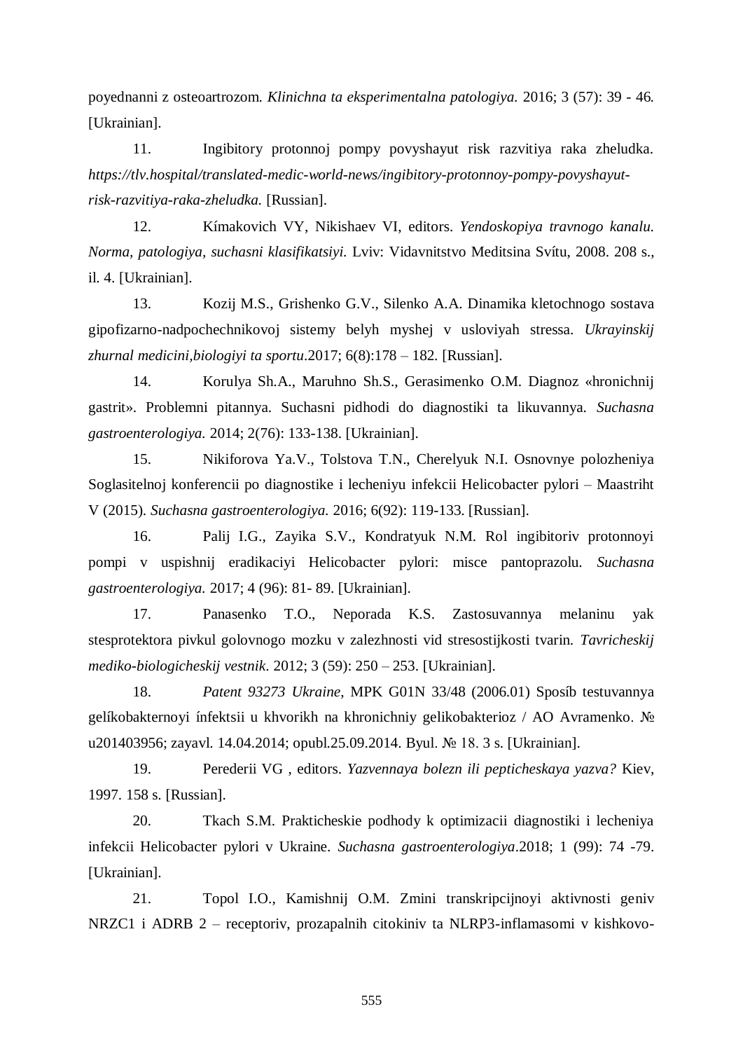poyednanni z osteoartrozom. *Klinichna ta eksperimentalna patologiya.* 2016; 3 (57): 39 - 46. [Ukrainian].

11. Ingibitory protonnoj pompy povyshayut risk razvitiya raka zheludka. *https://tlv.hospital/translated-medic-world-news/ingibitory-protonnoy-pompy-povyshayut-risk-razvitiya-raka-zheludka.* [Russian].

12. Kímakovich VY, Nikishaev VI, editors. *Yendoskopiya travnogo kanalu. Norma, patologiya, suchasni klasifikatsiyi.* Lviv: Vidavnitstvo Meditsina Svítu, 2008. 208 s., il. 4. [Ukrainian].

13. Kozij M.S., Grishenko G.V., Silenko A.A. Dinamika kletochnogo sostava gipofizarno-nadpochechnikovoj sistemy belyh myshej v usloviyah stressa. *Ukrayinskij zhurnal medicini,biologiyi ta sportu*.2017; 6(8):178 – 182. [Russian].

14. Korulya Sh.A., Maruhno Sh.S., Gerasimenko O.M. Diagnoz «hronichnij gastrit». Problemni pitannya. Suchasni pidhodi do diagnostiki ta likuvannya. *Suchasna gastroenterologiya.* 2014; 2(76): 133-138. [Ukrainian].

15. Nikiforova Ya.V., Tolstova T.N., Cherelyuk N.I. Osnovnye polozheniya Soglasitelnoj konferencii po diagnostike i lecheniyu infekcii Helicobacter pylori – Maastriht V (2015). *Suchasna gastroenterologiya.* 2016; 6(92): 119-133. [Russian].

16. Palij I.G., Zayika S.V., Kondratyuk N.M. Rol ingibitoriv protonnoyi pompi v uspishnij eradikaciyi Helicobacter pylori: misce pantoprazolu. *Suchasna gastroenterologiya.* 2017; 4 (96): 81- 89. [Ukrainian].

17. Panasenko T.O., Neporada K.S. Zastosuvannya melaninu yak stesprotektora pivkul golovnogo mozku v zalezhnosti vid stresostijkosti tvarin. *Tavricheskij mediko-biologicheskij vestnik*. 2012; 3 (59): 250 – 253. [Ukrainian].

18. *Patent 93273 Ukraine*, MPK G01N 33/48 (2006.01) Sposíb testuvannya gelíkobakternoyi ínfektsii u khvorikh na khronichniy gelikobakterioz / AO Avramenko. № u201403956; zayavl. 14.04.2014; opubl.25.09.2014. Byul. № 18. 3 s. [Ukrainian].

19. Perederii VG , editors. *Yazvennaya bolezn ili pepticheskaya yazva?* Kiev, 1997. 158 s. [Russian].

20. Tkach S.M. Prakticheskie podhody k optimizacii diagnostiki i lecheniya infekcii Helicobacter pylori v Ukraine. *Suchasna gastroenterologiya*.2018; 1 (99): 74 -79. [Ukrainian].

21. Topol I.O., Kamishnij O.M. Zmini transkripcijnoyi aktivnosti geniv NRZC1 i ADRB 2 – receptoriv, prozapalnih citokiniv ta NLRP3-inflamasomi v kishkovo-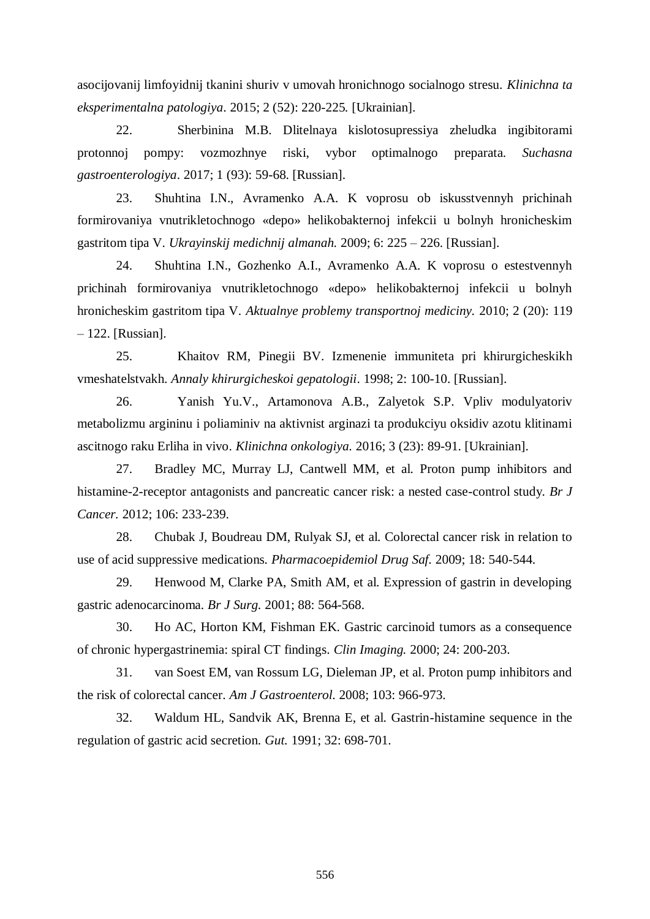asocijovanij limfoyidnij tkanini shuriv v umovah hronichnogo socialnogo stresu. *Klinichna ta eksperimentalna patologiya*. 2015; 2 (52): 220-225. [Ukrainian].

22. Sherbinina M.B. Dlitelnaya kislotosupressiya zheludka ingibitorami protonnoj pompy: vozmozhnye riski, vybor optimalnogo preparata. *Suchasna gastroenterologiya*. 2017; 1 (93): 59-68. [Russian].

23. Shuhtina I.N., Avramenko A.A. K voprosu ob iskusstvennyh prichinah formirovaniya vnutrikletochnogo «depo» helikobakternoj infekcii u bolnyh hronicheskim gastritom tipa V. *Ukrayinskij medichnij almanah.* 2009; 6: 225 – 226. [Russian].

24. Shuhtina I.N., Gozhenko A.I., Avramenko A.A. K voprosu o estestvennyh prichinah formirovaniya vnutrikletochnogo «depo» helikobakternoj infekcii u bolnyh hronicheskim gastritom tipa V. *Aktualnye problemy transportnoj mediciny.* 2010; 2 (20): 119 – 122. [Russian].

25. Khaitov RM, Pinegii BV. Izmenenie immuniteta pri khirurgicheskikh vmeshatelstvakh. *Annaly khirurgicheskoi gepatologii*. 1998; 2: 100-10. [Russian].

26. Yanish Yu.V., Artamonova A.B., Zalyetok S.P. Vpliv modulyatoriv metabolizmu argininu i poliaminiv na aktivnist arginazi ta produkciyu oksidiv azotu klitinami ascitnogo raku Erliha in vivo. *Klinichna onkologiya.* 2016; 3 (23): 89-91. [Ukrainian].

27. Bradley MC, Murray LJ, Cantwell MM, et al. Proton pump inhibitors and histamine-2-receptor antagonists and pancreatic cancer risk: a nested case-control study. *Br J Cancer.* 2012; 106: 233-239.

28. Chubak J, Boudreau DM, Rulyak SJ, et al. Colorectal cancer risk in relation to use of acid suppressive medications. *Pharmacoepidemiol Drug Saf.* 2009; 18: 540-544.

29. Henwood M, Clarke PA, Smith AM, et al. Expression of gastrin in developing gastric adenocarcinoma. *Br J Surg.* 2001; 88: 564-568.

30. Ho AC, Horton KM, Fishman EK. Gastric carcinoid tumors as a consequence of chronic hypergastrinemia: spiral CT findings. *Clin Imaging.* 2000; 24: 200-203.

31. van Soest EM, van Rossum LG, Dieleman JP, et al. Proton pump inhibitors and the risk of colorectal cancer. *Am J Gastroenterol.* 2008; 103: 966-973.

32. Waldum HL, Sandvik AK, Brenna E, et al. Gastrin-histamine sequence in the regulation of gastric acid secretion. *Gut.* 1991; 32: 698-701.